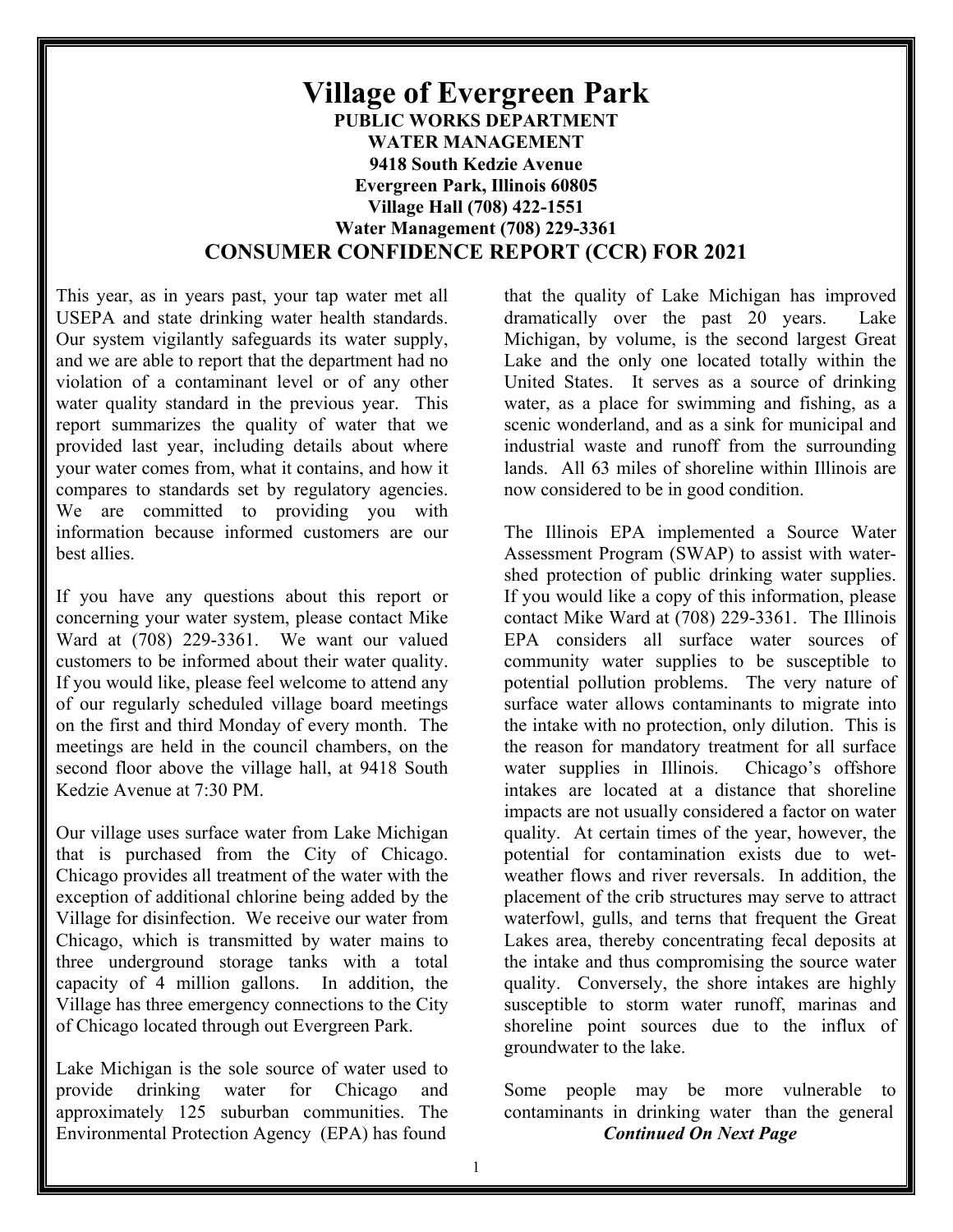# Village of Evergreen Park

**PUBLIC WORKS DEPARTMENT**
**WATER MANAGEMENT**
**9418 South Kedzie Avenue**
**Evergreen Park, Illinois 60805**
**Village Hall (708) 422-1551**
**Water Management (708) 229-3361**

## CONSUMER CONFIDENCE REPORT (CCR) FOR 2021

This year, as in years past, your tap water met all USEPA and state drinking water health standards. Our system vigilantly safeguards its water supply, and we are able to report that the department had no violation of a contaminant level or of any other water quality standard in the previous year. This report summarizes the quality of water that we provided last year, including details about where your water comes from, what it contains, and how it compares to standards set by regulatory agencies. We are committed to providing you with information because informed customers are our best allies.

If you have any questions about this report or concerning your water system, please contact Mike Ward at (708) 229-3361. We want our valued customers to be informed about their water quality. If you would like, please feel welcome to attend any of our regularly scheduled village board meetings on the first and third Monday of every month. The meetings are held in the council chambers, on the second floor above the village hall, at 9418 South Kedzie Avenue at 7:30 PM.

Our village uses surface water from Lake Michigan that is purchased from the City of Chicago. Chicago provides all treatment of the water with the exception of additional chlorine being added by the Village for disinfection. We receive our water from Chicago, which is transmitted by water mains to three underground storage tanks with a total capacity of 4 million gallons. In addition, the Village has three emergency connections to the City of Chicago located through out Evergreen Park.

Lake Michigan is the sole source of water used to provide drinking water for Chicago and approximately 125 suburban communities. The Environmental Protection Agency (EPA) has found that the quality of Lake Michigan has improved dramatically over the past 20 years. Lake Michigan, by volume, is the second largest Great Lake and the only one located totally within the United States. It serves as a source of drinking water, as a place for swimming and fishing, as a scenic wonderland, and as a sink for municipal and industrial waste and runoff from the surrounding lands. All 63 miles of shoreline within Illinois are now considered to be in good condition.

The Illinois EPA implemented a Source Water Assessment Program (SWAP) to assist with watershed protection of public drinking water supplies. If you would like a copy of this information, please contact Mike Ward at (708) 229-3361. The Illinois EPA considers all surface water sources of community water supplies to be susceptible to potential pollution problems. The very nature of surface water allows contaminants to migrate into the intake with no protection, only dilution. This is the reason for mandatory treatment for all surface water supplies in Illinois. Chicago's offshore intakes are located at a distance that shoreline impacts are not usually considered a factor on water quality. At certain times of the year, however, the potential for contamination exists due to wet-weather flows and river reversals. In addition, the placement of the crib structures may serve to attract waterfowl, gulls, and terns that frequent the Great Lakes area, thereby concentrating fecal deposits at the intake and thus compromising the source water quality. Conversely, the shore intakes are highly susceptible to storm water runoff, marinas and shoreline point sources due to the influx of groundwater to the lake.

Some people may be more vulnerable to contaminants in drinking water than the general

***Continued On Next Page***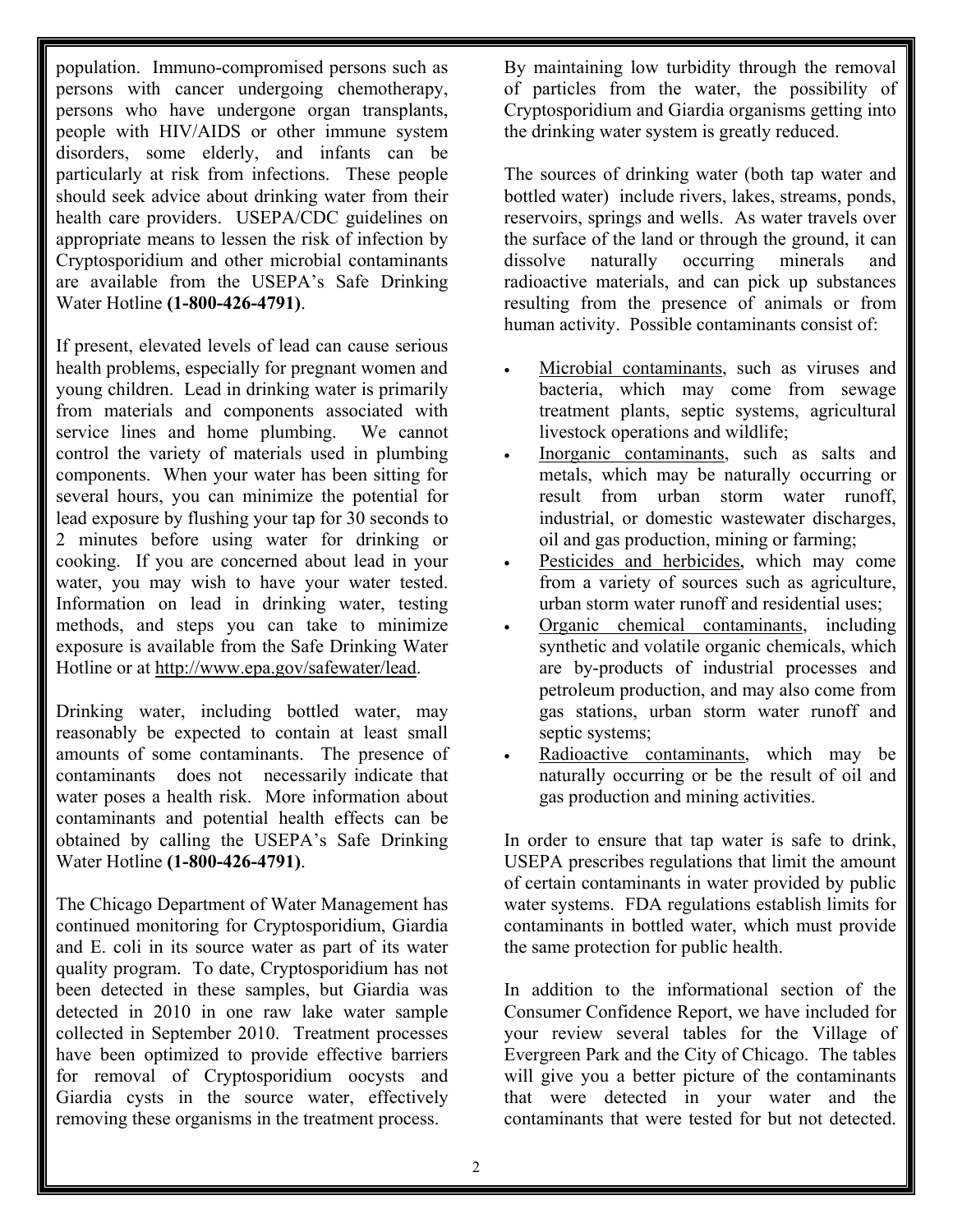population. Immuno-compromised persons such as persons with cancer undergoing chemotherapy, persons who have undergone organ transplants, people with HIV/AIDS or other immune system disorders, some elderly, and infants can be particularly at risk from infections. These people should seek advice about drinking water from their health care providers. USEPA/CDC guidelines on appropriate means to lessen the risk of infection by Cryptosporidium and other microbial contaminants are available from the USEPA's Safe Drinking Water Hotline **(1-800-426-4791)**.

If present, elevated levels of lead can cause serious health problems, especially for pregnant women and young children. Lead in drinking water is primarily from materials and components associated with service lines and home plumbing. We cannot control the variety of materials used in plumbing components. When your water has been sitting for several hours, you can minimize the potential for lead exposure by flushing your tap for 30 seconds to 2 minutes before using water for drinking or cooking. If you are concerned about lead in your water, you may wish to have your water tested. Information on lead in drinking water, testing methods, and steps you can take to minimize exposure is available from the Safe Drinking Water Hotline or at http://www.epa.gov/safewater/lead.

Drinking water, including bottled water, may reasonably be expected to contain at least small amounts of some contaminants. The presence of contaminants does not necessarily indicate that water poses a health risk. More information about contaminants and potential health effects can be obtained by calling the USEPA's Safe Drinking Water Hotline **(1-800-426-4791)**.

The Chicago Department of Water Management has continued monitoring for Cryptosporidium, Giardia and E. coli in its source water as part of its water quality program. To date, Cryptosporidium has not been detected in these samples, but Giardia was detected in 2010 in one raw lake water sample collected in September 2010. Treatment processes have been optimized to provide effective barriers for removal of Cryptosporidium oocysts and Giardia cysts in the source water, effectively removing these organisms in the treatment process. By maintaining low turbidity through the removal of particles from the water, the possibility of Cryptosporidium and Giardia organisms getting into the drinking water system is greatly reduced.

The sources of drinking water (both tap water and bottled water) include rivers, lakes, streams, ponds, reservoirs, springs and wells. As water travels over the surface of the land or through the ground, it can dissolve naturally occurring minerals and radioactive materials, and can pick up substances resulting from the presence of animals or from human activity. Possible contaminants consist of:

- Microbial contaminants, such as viruses and bacteria, which may come from sewage treatment plants, septic systems, agricultural livestock operations and wildlife;
- Inorganic contaminants, such as salts and metals, which may be naturally occurring or result from urban storm water runoff, industrial, or domestic wastewater discharges, oil and gas production, mining or farming;
- Pesticides and herbicides, which may come from a variety of sources such as agriculture, urban storm water runoff and residential uses;
- Organic chemical contaminants, including synthetic and volatile organic chemicals, which are by-products of industrial processes and petroleum production, and may also come from gas stations, urban storm water runoff and septic systems;
- Radioactive contaminants, which may be naturally occurring or be the result of oil and gas production and mining activities.

In order to ensure that tap water is safe to drink, USEPA prescribes regulations that limit the amount of certain contaminants in water provided by public water systems. FDA regulations establish limits for contaminants in bottled water, which must provide the same protection for public health.

In addition to the informational section of the Consumer Confidence Report, we have included for your review several tables for the Village of Evergreen Park and the City of Chicago. The tables will give you a better picture of the contaminants that were detected in your water and the contaminants that were tested for but not detected.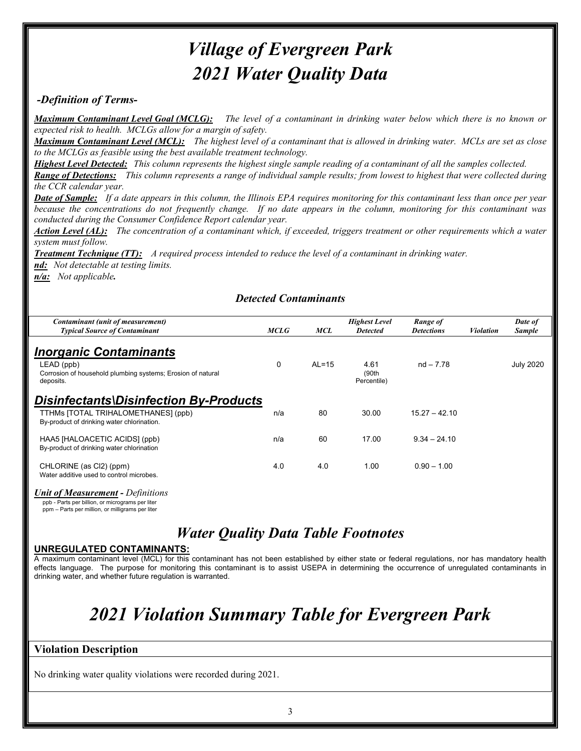# *Village of Evergreen Park*
# *2021 Water Quality Data*

### *-Definition of Terms-*

***Maximum Contaminant Level Goal (MCLG):*** *The level of a contaminant in drinking water below which there is no known or expected risk to health. MCLGs allow for a margin of safety.*

***Maximum Contaminant Level (MCL):*** *The highest level of a contaminant that is allowed in drinking water. MCLs are set as close to the MCLGs as feasible using the best available treatment technology.*

***Highest Level Detected:*** *This column represents the highest single sample reading of a contaminant of all the samples collected.*

***Range of Detections:*** *This column represents a range of individual sample results; from lowest to highest that were collected during the CCR calendar year.*

***Date of Sample:*** *If a date appears in this column, the Illinois EPA requires monitoring for this contaminant less than once per year because the concentrations do not frequently change. If no date appears in the column, monitoring for this contaminant was conducted during the Consumer Confidence Report calendar year.*

***Action Level (AL):*** *The concentration of a contaminant which, if exceeded, triggers treatment or other requirements which a water system must follow.*

***Treatment Technique (TT):*** *A required process intended to reduce the level of a contaminant in drinking water.*

***nd:*** *Not detectable at testing limits.*

***n/a:*** *Not applicable.*

### *Detected Contaminants*

| *Contaminant (unit of measurement)* *Typical Source of Contaminant* | *MCLG* | *MCL* | *Highest Level Detected* | *Range of Detections* | *Violation* | *Date of Sample* |
|---|---|---|---|---|---|---|
| ***Inorganic Contaminants*** | | | | | | |
| LEAD (ppb) Corrosion of household plumbing systems; Erosion of natural deposits. | 0 | AL=15 | 4.61 (90th Percentile) | nd – 7.78 | | July 2020 |
| ***Disinfectants\Disinfection By-Products*** | | | | | | |
| TTHMs [TOTAL TRIHALOMETHANES] (ppb) By-product of drinking water chlorination. | n/a | 80 | 30.00 | 15.27 – 42.10 | | |
| HAA5 [HALOACETIC ACIDS] (ppb) By-product of drinking water chlorination | n/a | 60 | 17.00 | 9.34 – 24.10 | | |
| CHLORINE (as $Cl_2$) (ppm) Water additive used to control microbes. | 4.0 | 4.0 | 1.00 | 0.90 – 1.00 | | |

***Unit of Measurement** - Definitions*

ppb - Parts per billion, or micrograms per liter
ppm – Parts per million, or milligrams per liter

## *Water Quality Data Table Footnotes*

**UNREGULATED CONTAMINANTS:**

A maximum contaminant level (MCL) for this contaminant has not been established by either state or federal regulations, nor has mandatory health effects language. The purpose for monitoring this contaminant is to assist USEPA in determining the occurrence of unregulated contaminants in drinking water, and whether future regulation is warranted.

# *2021 Violation Summary Table for Evergreen Park*

| Violation Description |
|---|
| No drinking water quality violations were recorded during 2021. |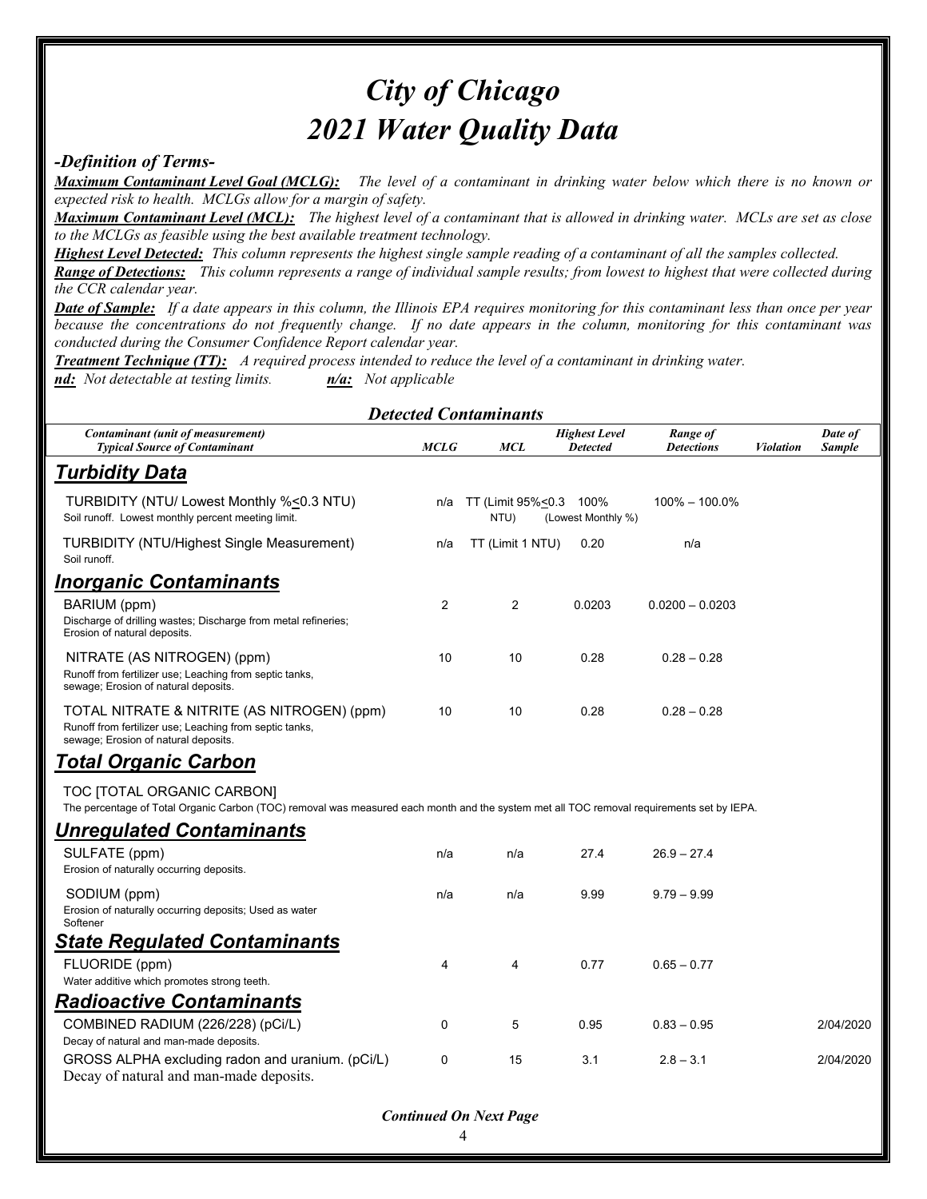# *City of Chicago*
# *2021 Water Quality Data*

### *-Definition of Terms-*

***Maximum Contaminant Level Goal (MCLG):*** *The level of a contaminant in drinking water below which there is no known or expected risk to health. MCLGs allow for a margin of safety.*

***Maximum Contaminant Level (MCL):*** *The highest level of a contaminant that is allowed in drinking water. MCLs are set as close to the MCLGs as feasible using the best available treatment technology.*

***Highest Level Detected:*** *This column represents the highest single sample reading of a contaminant of all the samples collected.*

***Range of Detections:*** *This column represents a range of individual sample results; from lowest to highest that were collected during the CCR calendar year.*

***Date of Sample:*** *If a date appears in this column, the Illinois EPA requires monitoring for this contaminant less than once per year because the concentrations do not frequently change. If no date appears in the column, monitoring for this contaminant was conducted during the Consumer Confidence Report calendar year.*

***Treatment Technique (TT):*** *A required process intended to reduce the level of a contaminant in drinking water.*

***nd:*** *Not detectable at testing limits.* ***n/a:*** *Not applicable*

### *Detected Contaminants*

| *Contaminant (unit of measurement)* *Typical Source of Contaminant* | *MCLG* | *MCL* | *Highest Level Detected* | *Range of Detections* | *Violation* | *Date of Sample* |
|---|---|---|---|---|---|---|
| ***Turbidity Data*** | | | | | | |
| TURBIDITY (NTU/ Lowest Monthly %≤0.3 NTU) Soil runoff. Lowest monthly percent meeting limit. | n/a | TT (Limit 95%≤0.3 NTU) | 100% (Lowest Monthly %) | 100% – 100.0% | | |
| TURBIDITY (NTU/Highest Single Measurement) Soil runoff. | n/a | TT (Limit 1 NTU) | 0.20 | n/a | | |
| ***Inorganic Contaminants*** | | | | | | |
| BARIUM (ppm) Discharge of drilling wastes; Discharge from metal refineries; Erosion of natural deposits. | 2 | 2 | 0.0203 | 0.0200 – 0.0203 | | |
| NITRATE (AS NITROGEN) (ppm) Runoff from fertilizer use; Leaching from septic tanks, sewage; Erosion of natural deposits. | 10 | 10 | 0.28 | 0.28 – 0.28 | | |
| TOTAL NITRATE & NITRITE (AS NITROGEN) (ppm) Runoff from fertilizer use; Leaching from septic tanks, sewage; Erosion of natural deposits. | 10 | 10 | 0.28 | 0.28 – 0.28 | | |
| ***Total Organic Carbon*** | | | | | | |
| TOC [TOTAL ORGANIC CARBON] The percentage of Total Organic Carbon (TOC) removal was measured each month and the system met all TOC removal requirements set by IEPA. | | | | | | |
| ***Unregulated Contaminants*** | | | | | | |
| SULFATE (ppm) Erosion of naturally occurring deposits. | n/a | n/a | 27.4 | 26.9 – 27.4 | | |
| SODIUM (ppm) Erosion of naturally occurring deposits; Used as water Softener | n/a | n/a | 9.99 | 9.79 – 9.99 | | |
| ***State Regulated Contaminants*** | | | | | | |
| FLUORIDE (ppm) Water additive which promotes strong teeth. | 4 | 4 | 0.77 | 0.65 – 0.77 | | |
| ***Radioactive Contaminants*** | | | | | | |
| COMBINED RADIUM (226/228) (pCi/L) Decay of natural and man-made deposits. | 0 | 5 | 0.95 | 0.83 – 0.95 | | 2/04/2020 |
| GROSS ALPHA excluding radon and uranium. (pCi/L) Decay of natural and man-made deposits. | 0 | 15 | 3.1 | 2.8 – 3.1 | | 2/04/2020 |

***Continued On Next Page***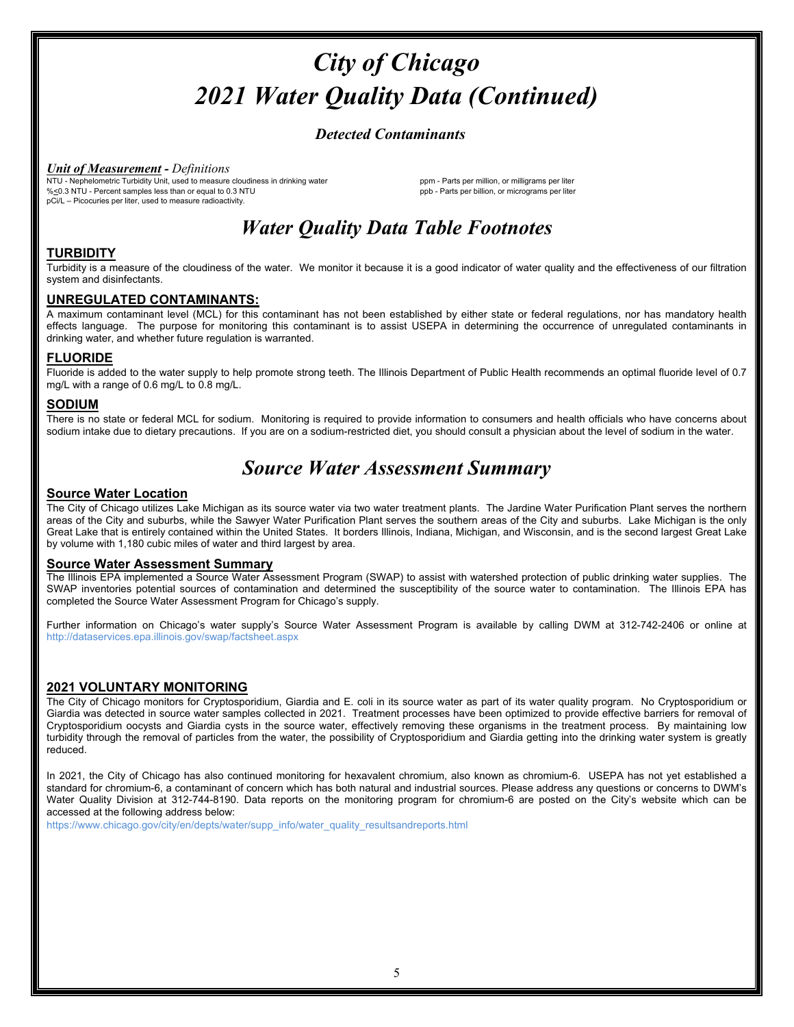# *City of Chicago*
# *2021 Water Quality Data (Continued)*

### *Detected Contaminants*

***Unit of Measurement** - Definitions*

NTU - Nephelometric Turbidity Unit, used to measure cloudiness in drinking water

%≤0.3 NTU - Percent samples less than or equal to 0.3 NTU

pCi/L – Picocuries per liter, used to measure radioactivity.

ppm - Parts per million, or milligrams per liter

ppb - Parts per billion, or micrograms per liter

## *Water Quality Data Table Footnotes*

### TURBIDITY

Turbidity is a measure of the cloudiness of the water. We monitor it because it is a good indicator of water quality and the effectiveness of our filtration system and disinfectants.

### UNREGULATED CONTAMINANTS:

A maximum contaminant level (MCL) for this contaminant has not been established by either state or federal regulations, nor has mandatory health effects language. The purpose for monitoring this contaminant is to assist USEPA in determining the occurrence of unregulated contaminants in drinking water, and whether future regulation is warranted.

### FLUORIDE

Fluoride is added to the water supply to help promote strong teeth. The Illinois Department of Public Health recommends an optimal fluoride level of 0.7 mg/L with a range of 0.6 mg/L to 0.8 mg/L.

### SODIUM

There is no state or federal MCL for sodium. Monitoring is required to provide information to consumers and health officials who have concerns about sodium intake due to dietary precautions. If you are on a sodium-restricted diet, you should consult a physician about the level of sodium in the water.

## *Source Water Assessment Summary*

### Source Water Location

The City of Chicago utilizes Lake Michigan as its source water via two water treatment plants. The Jardine Water Purification Plant serves the northern areas of the City and suburbs, while the Sawyer Water Purification Plant serves the southern areas of the City and suburbs. Lake Michigan is the only Great Lake that is entirely contained within the United States. It borders Illinois, Indiana, Michigan, and Wisconsin, and is the second largest Great Lake by volume with 1,180 cubic miles of water and third largest by area.

### Source Water Assessment Summary

The Illinois EPA implemented a Source Water Assessment Program (SWAP) to assist with watershed protection of public drinking water supplies. The SWAP inventories potential sources of contamination and determined the susceptibility of the source water to contamination. The Illinois EPA has completed the Source Water Assessment Program for Chicago's supply.

Further information on Chicago's water supply's Source Water Assessment Program is available by calling DWM at 312-742-2406 or online at http://dataservices.epa.illinois.gov/swap/factsheet.aspx

### 2021 VOLUNTARY MONITORING

The City of Chicago monitors for Cryptosporidium, Giardia and E. coli in its source water as part of its water quality program. No Cryptosporidium or Giardia was detected in source water samples collected in 2021. Treatment processes have been optimized to provide effective barriers for removal of Cryptosporidium oocysts and Giardia cysts in the source water, effectively removing these organisms in the treatment process. By maintaining low turbidity through the removal of particles from the water, the possibility of Cryptosporidium and Giardia getting into the drinking water system is greatly reduced.

In 2021, the City of Chicago has also continued monitoring for hexavalent chromium, also known as chromium-6. USEPA has not yet established a standard for chromium-6, a contaminant of concern which has both natural and industrial sources. Please address any questions or concerns to DWM's Water Quality Division at 312-744-8190. Data reports on the monitoring program for chromium-6 are posted on the City's website which can be accessed at the following address below:

https://www.chicago.gov/city/en/depts/water/supp_info/water_quality_resultsandreports.html